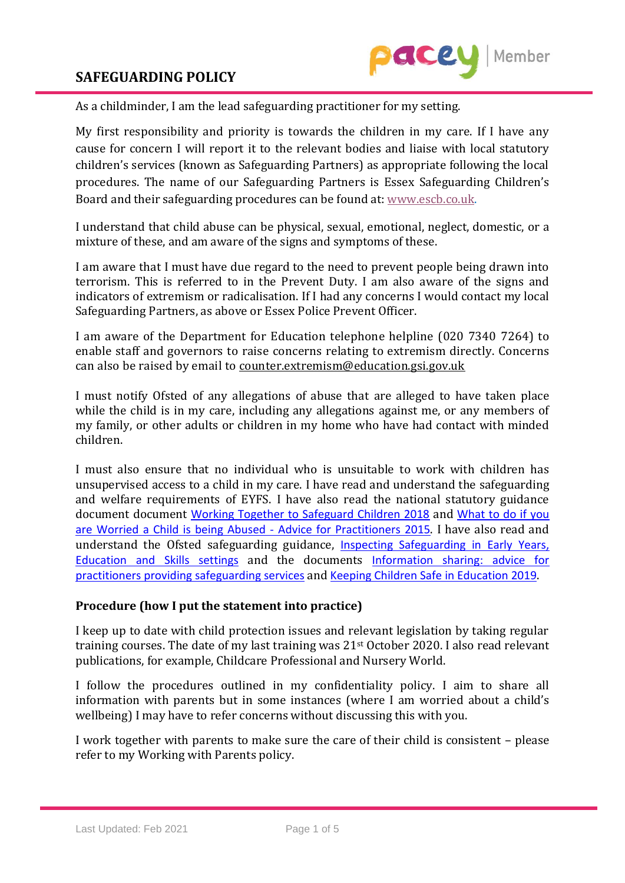# SAFEGUARDING POLICY

As a childminder, I am the lead safeguarding practitioner for my setting.

My first responsibility and priority is towards the children in my care. If I have any cause for concern I will report it to the relevant bodies and liaise with local statutory children's services (known as Safeguarding Partners) as appropriate following the local procedures. The name of our Safeguarding Partners is Essex Safeguarding Children's Board and their safeguarding procedures can be found at: [www.escb.co.uk](www.escb.co.uk).

I understand that child abuse can be physical, sexual, emotional, neglect, domestic, or a mixture of these, and am aware of the signs and symptoms of these.

I am aware that I must have due regard to the need to prevent people being drawn into terrorism. This is referred to in the Prevent Duty. I am also aware of the signs and indicators of extremism or radicalisation. If I had any concerns I would contact my local Safeguarding Partners, as above or Essex Police Prevent Officer.

I am aware of the Department for Education telephone helpline (020 7340 7264) to enable staff and governors to raise concerns relating to extremism directly. Concerns can also be raised by email to counter.extremism@education.gsi.gov.uk

I must notify Ofsted of any allegations of abuse that are alleged to have taken place while the child is in my care, including any allegations against me, or any members of my family, or other adults or children in my home who have had contact with minded children.

I must also ensure that no individual who is unsuitable to work with children has unsupervised access to a child in my care. I have read and understand the safeguarding and welfare requirements of EYFS. I have also read the national statutory guidance document document Working Together to Safeguard Children 2018 and What to do if you are Worried a Child is being Abused - Advice for Practitioners 2015. I have also read and understand the Ofsted safeguarding guidance, Inspecting Safeguarding in Early Years, Education and Skills settings and the documents Information sharing: advice for practitioners providing safeguarding services and Keeping Children Safe in Education 2019.

**Procedure (how I put the statement into practice)**

I keep up to date with child protection issues and relevant legislation by taking regular training courses. The date of my last training was 21st October 2020. I also read relevant publications, for example, Childcare Professional and Nursery World.

I follow the procedures outlined in my confidentiality policy. I aim to share all information with parents but in some instances (where I am worried about a child's wellbeing) I may have to refer concerns without discussing this with you.

I work together with parents to make sure the care of their child is consistent – please refer to my Working with Parents policy.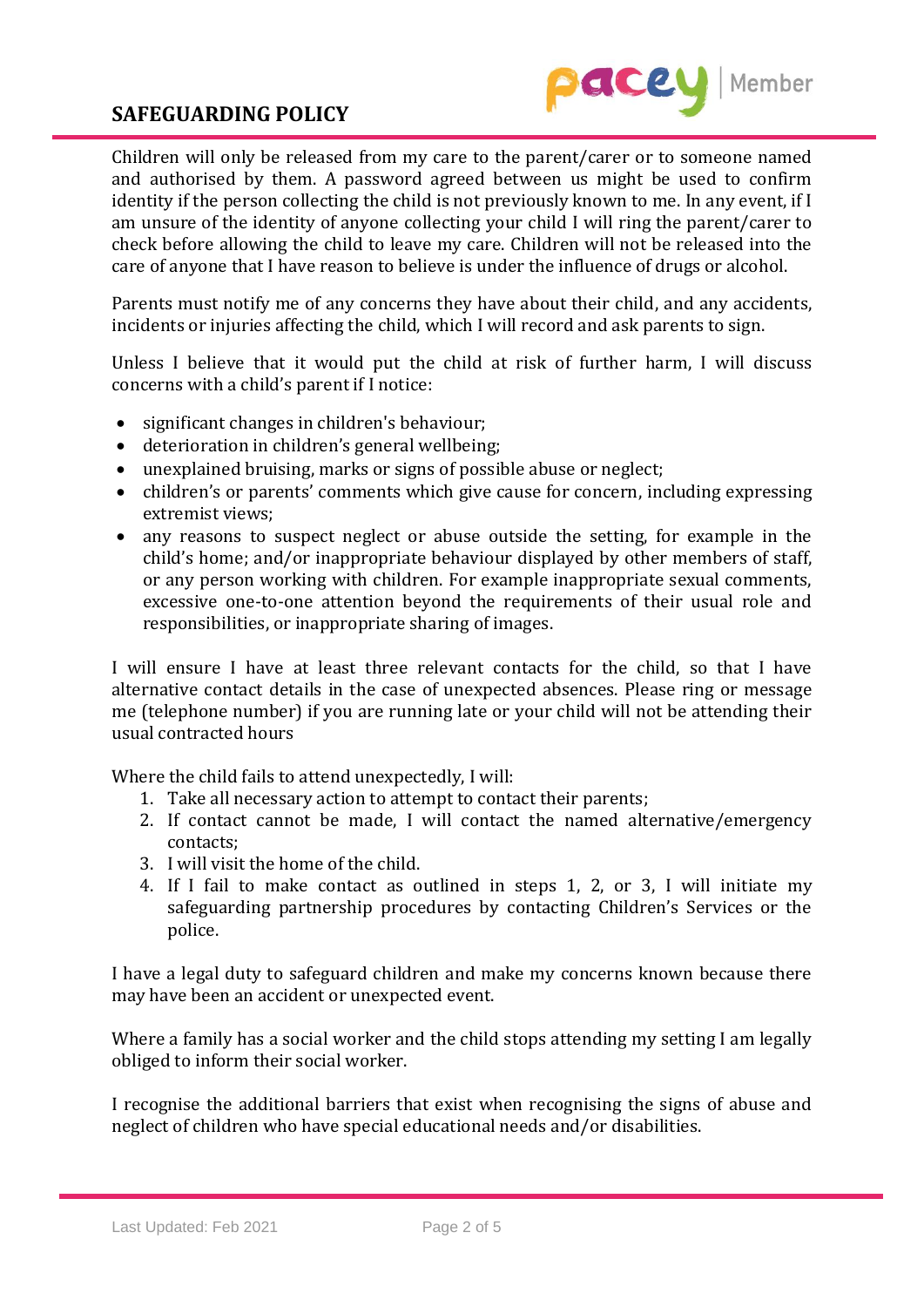Children will only be released from my care to the parent/carer or to someone named and authorised by them. A password agreed between us might be used to confirm identity if the person collecting the child is not previously known to me. In any event, if I am unsure of the identity of anyone collecting your child I will ring the parent/carer to check before allowing the child to leave my care. Children will not be released into the care of anyone that I have reason to believe is under the influence of drugs or alcohol.

Parents must notify me of any concerns they have about their child, and any accidents, incidents or injuries affecting the child, which I will record and ask parents to sign.

Unless I believe that it would put the child at risk of further harm, I will discuss concerns with a child's parent if I notice:

- significant changes in children's behaviour;
- deterioration in children's general wellbeing;
- unexplained bruising, marks or signs of possible abuse or neglect;
- children's or parents' comments which give cause for concern, including expressing extremist views;
- any reasons to suspect neglect or abuse outside the setting, for example in the child's home; and/or inappropriate behaviour displayed by other members of staff, or any person working with children. For example inappropriate sexual comments, excessive one-to-one attention beyond the requirements of their usual role and responsibilities, or inappropriate sharing of images.

I will ensure I have at least three relevant contacts for the child, so that I have alternative contact details in the case of unexpected absences. Please ring or message me (telephone number) if you are running late or your child will not be attending their usual contracted hours

Where the child fails to attend unexpectedly, I will:

1. Take all necessary action to attempt to contact their parents;
2. If contact cannot be made, I will contact the named alternative/emergency contacts;
3. I will visit the home of the child.
4. If I fail to make contact as outlined in steps 1, 2, or 3, I will initiate my safeguarding partnership procedures by contacting Children's Services or the police.

I have a legal duty to safeguard children and make my concerns known because there may have been an accident or unexpected event.

Where a family has a social worker and the child stops attending my setting I am legally obliged to inform their social worker.

I recognise the additional barriers that exist when recognising the signs of abuse and neglect of children who have special educational needs and/or disabilities.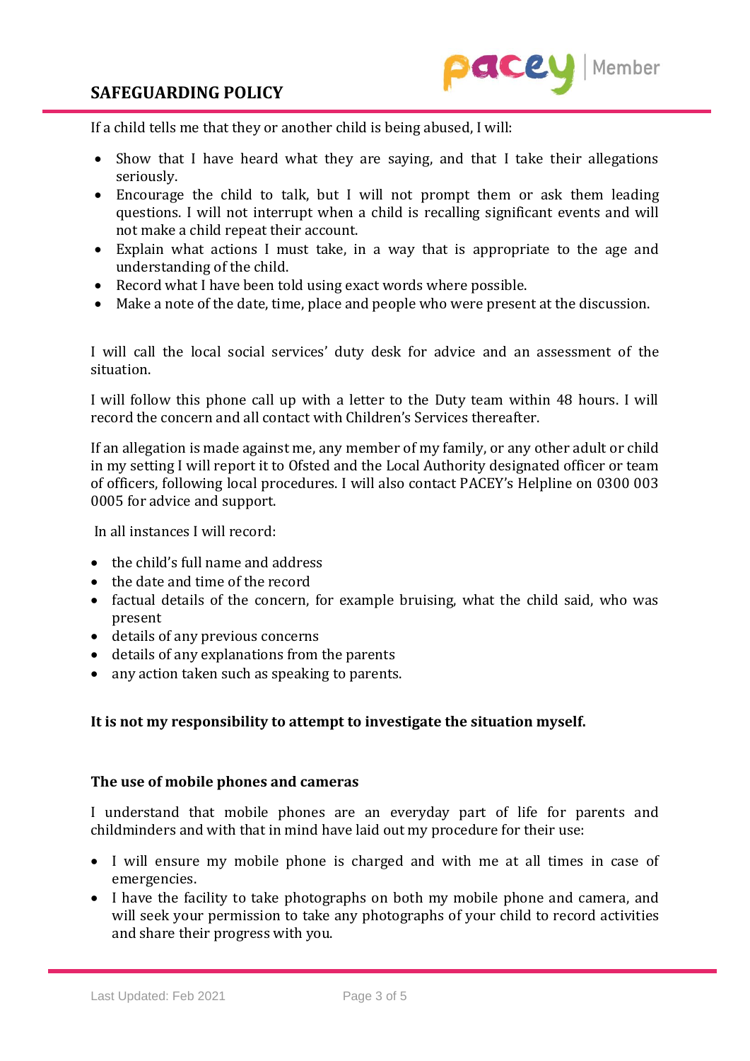If a child tells me that they or another child is being abused, I will:

- Show that I have heard what they are saying, and that I take their allegations seriously.
- Encourage the child to talk, but I will not prompt them or ask them leading questions. I will not interrupt when a child is recalling significant events and will not make a child repeat their account.
- Explain what actions I must take, in a way that is appropriate to the age and understanding of the child.
- Record what I have been told using exact words where possible.
- Make a note of the date, time, place and people who were present at the discussion.

I will call the local social services' duty desk for advice and an assessment of the situation.

I will follow this phone call up with a letter to the Duty team within 48 hours. I will record the concern and all contact with Children's Services thereafter.

If an allegation is made against me, any member of my family, or any other adult or child in my setting I will report it to Ofsted and the Local Authority designated officer or team of officers, following local procedures. I will also contact PACEY's Helpline on 0300 003 0005 for advice and support.

In all instances I will record:

- the child's full name and address
- the date and time of the record
- factual details of the concern, for example bruising, what the child said, who was present
- details of any previous concerns
- details of any explanations from the parents
- any action taken such as speaking to parents.

**It is not my responsibility to attempt to investigate the situation myself.**

**The use of mobile phones and cameras**

I understand that mobile phones are an everyday part of life for parents and childminders and with that in mind have laid out my procedure for their use:

- I will ensure my mobile phone is charged and with me at all times in case of emergencies.
- I have the facility to take photographs on both my mobile phone and camera, and will seek your permission to take any photographs of your child to record activities and share their progress with you.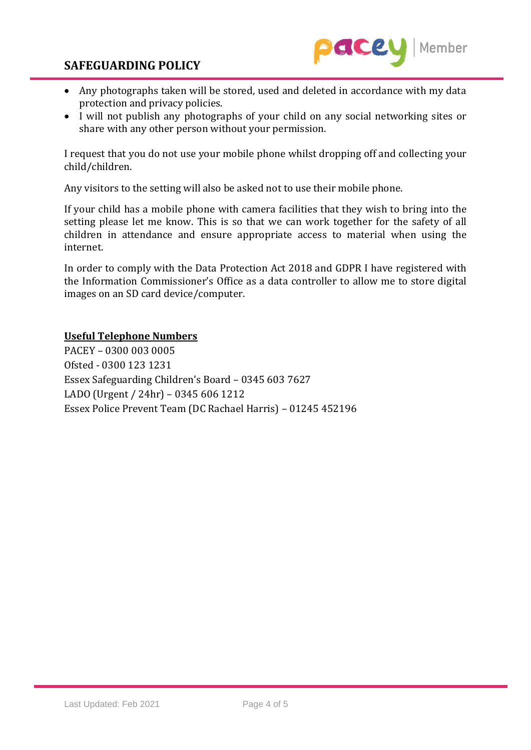- Any photographs taken will be stored, used and deleted in accordance with my data protection and privacy policies.
- I will not publish any photographs of your child on any social networking sites or share with any other person without your permission.

I request that you do not use your mobile phone whilst dropping off and collecting your child/children.

Any visitors to the setting will also be asked not to use their mobile phone.

If your child has a mobile phone with camera facilities that they wish to bring into the setting please let me know. This is so that we can work together for the safety of all children in attendance and ensure appropriate access to material when using the internet.

In order to comply with the Data Protection Act 2018 and GDPR I have registered with the Information Commissioner's Office as a data controller to allow me to store digital images on an SD card device/computer.

**Useful Telephone Numbers**

PACEY – 0300 003 0005
Ofsted - 0300 123 1231
Essex Safeguarding Children's Board – 0345 603 7627
LADO (Urgent / 24hr) – 0345 606 1212
Essex Police Prevent Team (DC Rachael Harris) – 01245 452196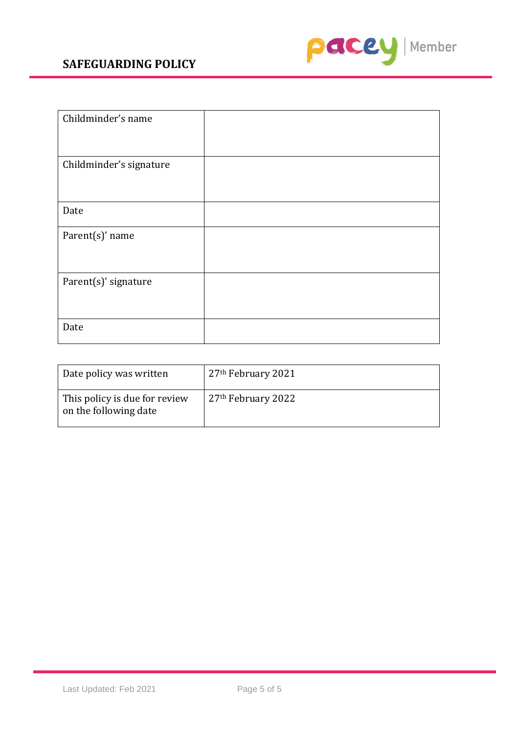| | |
|---|---|
| Childminder's name | |
| Childminder's signature | |
| Date | |
| Parent(s)' name | |
| Parent(s)' signature | |
| Date | |

| | |
|---|---|
| Date policy was written | 27th February 2021 |
| This policy is due for review on the following date | 27th February 2022 |